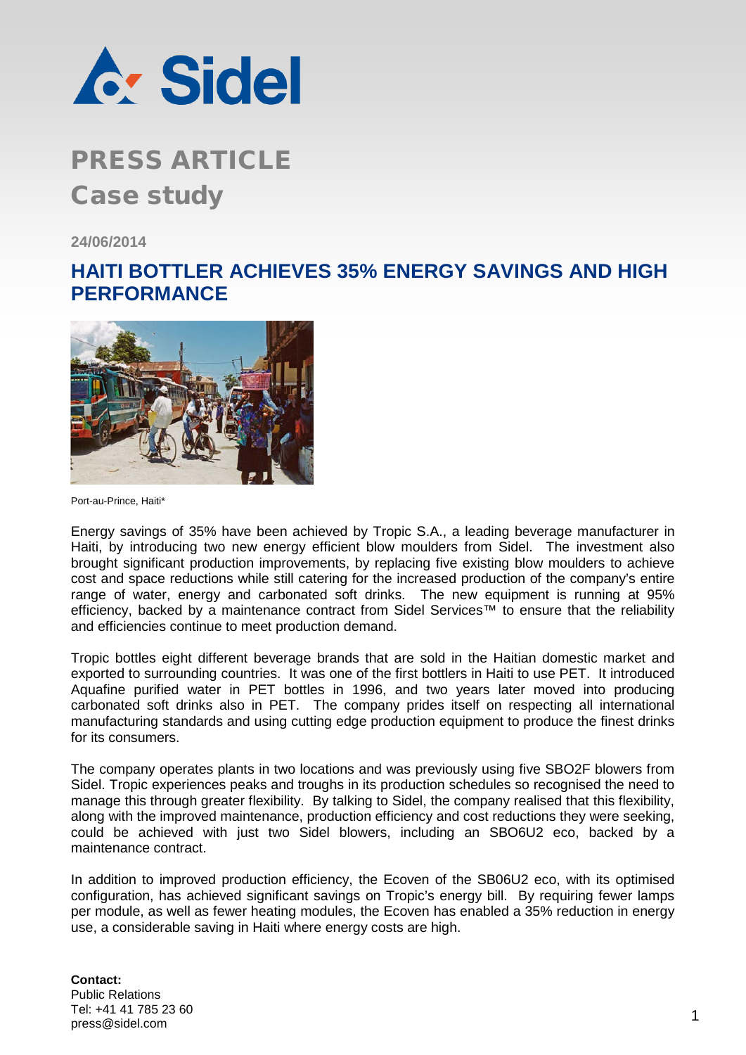# PRESS ARTICLE

## Case study

**24/06/2014**

## HAITI BOTTLER ACHIEVES 35% ENERGY SAVINGS AND HIGH PERFORMANCE

Port-au-Prince, Haiti*

Energy savings of 35% have been achieved by Tropic S.A., a leading beverage manufacturer in Haiti, by introducing two new energy efficient blow moulders from Sidel. The investment also brought significant production improvements, by replacing five existing blow moulders to achieve cost and space reductions while still catering for the increased production of the company's entire range of water, energy and carbonated soft drinks. The new equipment is running at 95% efficiency, backed by a maintenance contract from Sidel Services™ to ensure that the reliability and efficiencies continue to meet production demand.

Tropic bottles eight different beverage brands that are sold in the Haitian domestic market and exported to surrounding countries. It was one of the first bottlers in Haiti to use PET. It introduced Aquafine purified water in PET bottles in 1996, and two years later moved into producing carbonated soft drinks also in PET. The company prides itself on respecting all international manufacturing standards and using cutting edge production equipment to produce the finest drinks for its consumers.

The company operates plants in two locations and was previously using five SBO2F blowers from Sidel. Tropic experiences peaks and troughs in its production schedules so recognised the need to manage this through greater flexibility. By talking to Sidel, the company realised that this flexibility, along with the improved maintenance, production efficiency and cost reductions they were seeking, could be achieved with just two Sidel blowers, including an SBO6U2 eco, backed by a maintenance contract.

In addition to improved production efficiency, the Ecoven of the SB06U2 eco, with its optimised configuration, has achieved significant savings on Tropic's energy bill. By requiring fewer lamps per module, as well as fewer heating modules, the Ecoven has enabled a 35% reduction in energy use, a considerable saving in Haiti where energy costs are high.

**Contact:**
Public Relations
Tel: +41 41 785 23 60
press@sidel.com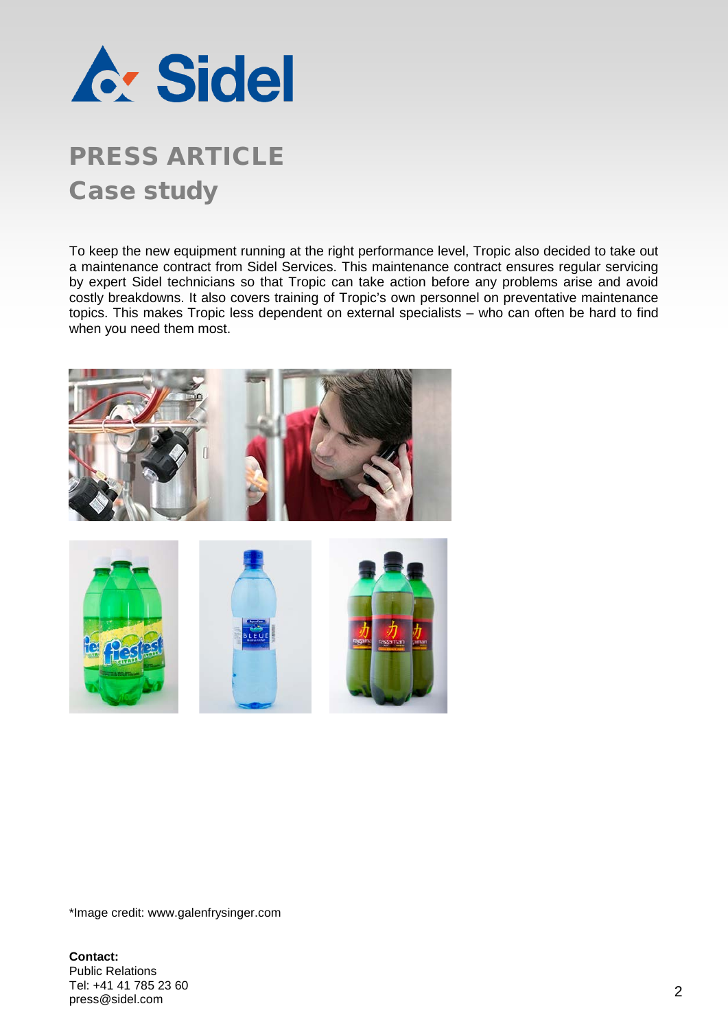# PRESS ARTICLE

## Case study

To keep the new equipment running at the right performance level, Tropic also decided to take out a maintenance contract from Sidel Services. This maintenance contract ensures regular servicing by expert Sidel technicians so that Tropic can take action before any problems arise and avoid costly breakdowns. It also covers training of Tropic's own personnel on preventative maintenance topics. This makes Tropic less dependent on external specialists – who can often be hard to find when you need them most.

*Image credit: www.galenfrysinger.com

**Contact:**
Public Relations
Tel: +41 41 785 23 60
press@sidel.com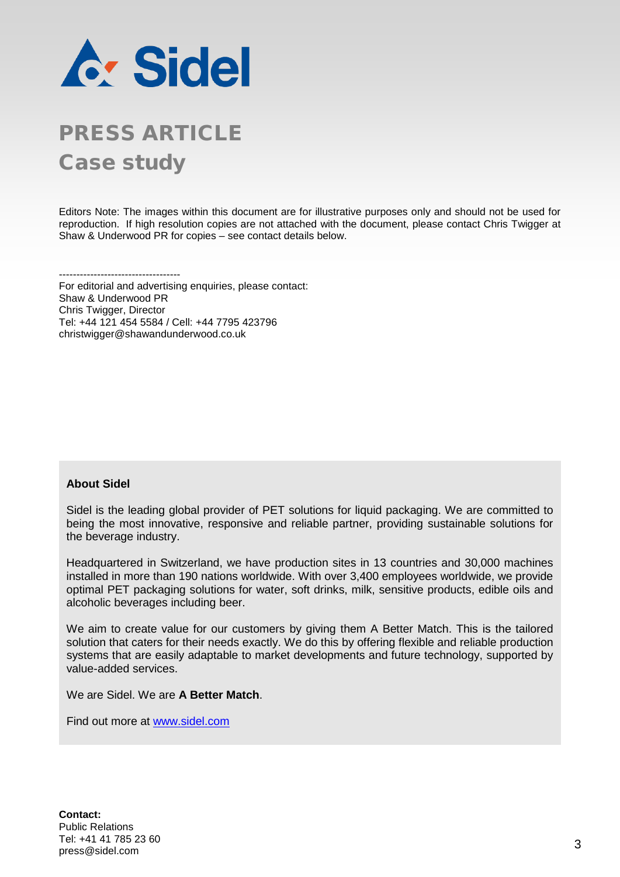# PRESS ARTICLE

## Case study

Editors Note: The images within this document are for illustrative purposes only and should not be used for reproduction. If high resolution copies are not attached with the document, please contact Chris Twigger at Shaw & Underwood PR for copies – see contact details below.

-----------------------------------

For editorial and advertising enquiries, please contact:
Shaw & Underwood PR
Chris Twigger, Director
Tel: +44 121 454 5584 / Cell: +44 7795 423796
christwigger@shawandunderwood.co.uk

**About Sidel**

Sidel is the leading global provider of PET solutions for liquid packaging. We are committed to being the most innovative, responsive and reliable partner, providing sustainable solutions for the beverage industry.

Headquartered in Switzerland, we have production sites in 13 countries and 30,000 machines installed in more than 190 nations worldwide. With over 3,400 employees worldwide, we provide optimal PET packaging solutions for water, soft drinks, milk, sensitive products, edible oils and alcoholic beverages including beer.

We aim to create value for our customers by giving them A Better Match. This is the tailored solution that caters for their needs exactly. We do this by offering flexible and reliable production systems that are easily adaptable to market developments and future technology, supported by value-added services.

We are Sidel. We are **A Better Match**.

Find out more at [www.sidel.com](http://www.sidel.com)

**Contact:**
Public Relations
Tel: +41 41 785 23 60
press@sidel.com